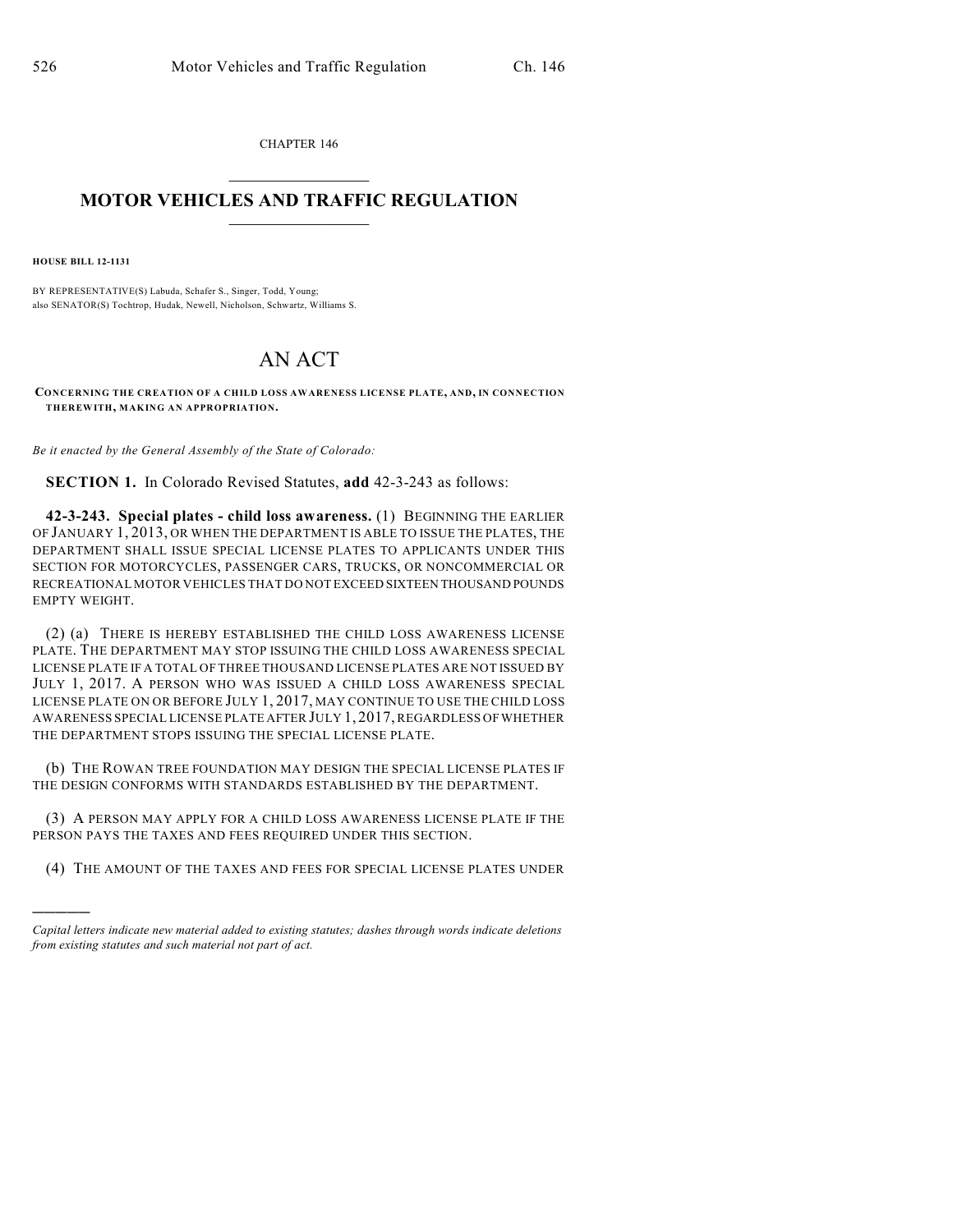CHAPTER 146

# MOTOR VEHICLES AND TRAFFIC REGULATION

**HOUSE BILL 12-1131**

BY REPRESENTATIVE(S) Labuda, Schafer S., Singer, Todd, Young;
also SENATOR(S) Tochtrop, Hudak, Newell, Nicholson, Schwartz, Williams S.

# AN ACT

**CONCERNING THE CREATION OF A CHILD LOSS AWARENESS LICENSE PLATE, AND, IN CONNECTION THEREWITH, MAKING AN APPROPRIATION.**

*Be it enacted by the General Assembly of the State of Colorado:*

**SECTION 1.** In Colorado Revised Statutes, **add** 42-3-243 as follows:

**42-3-243. Special plates - child loss awareness.** (1) BEGINNING THE EARLIER OF JANUARY 1, 2013, OR WHEN THE DEPARTMENT IS ABLE TO ISSUE THE PLATES, THE DEPARTMENT SHALL ISSUE SPECIAL LICENSE PLATES TO APPLICANTS UNDER THIS SECTION FOR MOTORCYCLES, PASSENGER CARS, TRUCKS, OR NONCOMMERCIAL OR RECREATIONAL MOTOR VEHICLES THAT DO NOT EXCEED SIXTEEN THOUSAND POUNDS EMPTY WEIGHT.

(2) (a) THERE IS HEREBY ESTABLISHED THE CHILD LOSS AWARENESS LICENSE PLATE. THE DEPARTMENT MAY STOP ISSUING THE CHILD LOSS AWARENESS SPECIAL LICENSE PLATE IF A TOTAL OF THREE THOUSAND LICENSE PLATES ARE NOT ISSUED BY JULY 1, 2017. A PERSON WHO WAS ISSUED A CHILD LOSS AWARENESS SPECIAL LICENSE PLATE ON OR BEFORE JULY 1, 2017, MAY CONTINUE TO USE THE CHILD LOSS AWARENESS SPECIAL LICENSE PLATE AFTER JULY 1, 2017, REGARDLESS OF WHETHER THE DEPARTMENT STOPS ISSUING THE SPECIAL LICENSE PLATE.

(b) THE ROWAN TREE FOUNDATION MAY DESIGN THE SPECIAL LICENSE PLATES IF THE DESIGN CONFORMS WITH STANDARDS ESTABLISHED BY THE DEPARTMENT.

(3) A PERSON MAY APPLY FOR A CHILD LOSS AWARENESS LICENSE PLATE IF THE PERSON PAYS THE TAXES AND FEES REQUIRED UNDER THIS SECTION.

(4) THE AMOUNT OF THE TAXES AND FEES FOR SPECIAL LICENSE PLATES UNDER

*Capital letters indicate new material added to existing statutes; dashes through words indicate deletions from existing statutes and such material not part of act.*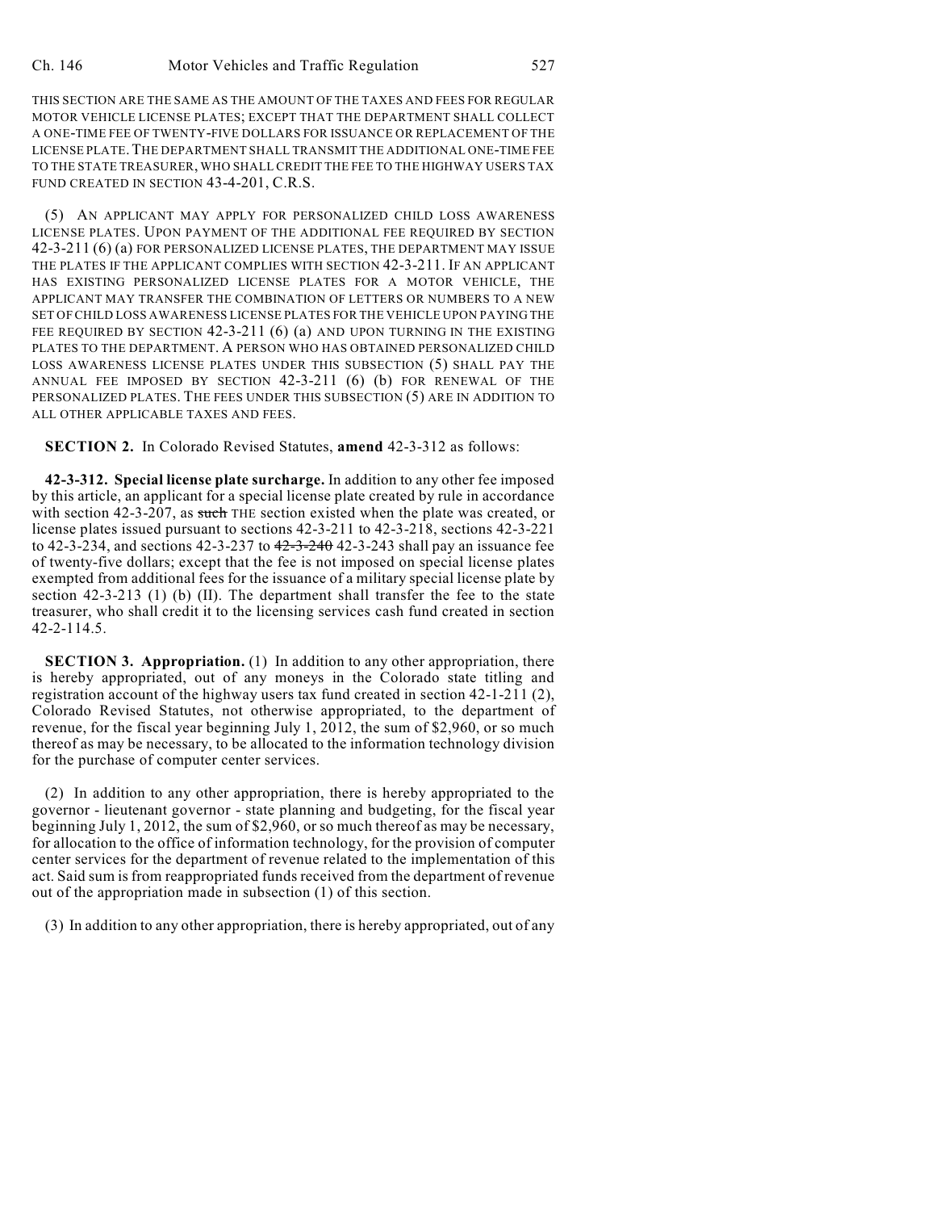THIS SECTION ARE THE SAME AS THE AMOUNT OF THE TAXES AND FEES FOR REGULAR MOTOR VEHICLE LICENSE PLATES; EXCEPT THAT THE DEPARTMENT SHALL COLLECT A ONE-TIME FEE OF TWENTY-FIVE DOLLARS FOR ISSUANCE OR REPLACEMENT OF THE LICENSE PLATE. THE DEPARTMENT SHALL TRANSMIT THE ADDITIONAL ONE-TIME FEE TO THE STATE TREASURER, WHO SHALL CREDIT THE FEE TO THE HIGHWAY USERS TAX FUND CREATED IN SECTION 43-4-201, C.R.S.

(5) AN APPLICANT MAY APPLY FOR PERSONALIZED CHILD LOSS AWARENESS LICENSE PLATES. UPON PAYMENT OF THE ADDITIONAL FEE REQUIRED BY SECTION 42-3-211 (6) (a) FOR PERSONALIZED LICENSE PLATES, THE DEPARTMENT MAY ISSUE THE PLATES IF THE APPLICANT COMPLIES WITH SECTION 42-3-211. IF AN APPLICANT HAS EXISTING PERSONALIZED LICENSE PLATES FOR A MOTOR VEHICLE, THE APPLICANT MAY TRANSFER THE COMBINATION OF LETTERS OR NUMBERS TO A NEW SET OF CHILD LOSS AWARENESS LICENSE PLATES FOR THE VEHICLE UPON PAYING THE FEE REQUIRED BY SECTION 42-3-211 (6) (a) AND UPON TURNING IN THE EXISTING PLATES TO THE DEPARTMENT. A PERSON WHO HAS OBTAINED PERSONALIZED CHILD LOSS AWARENESS LICENSE PLATES UNDER THIS SUBSECTION (5) SHALL PAY THE ANNUAL FEE IMPOSED BY SECTION 42-3-211 (6) (b) FOR RENEWAL OF THE PERSONALIZED PLATES. THE FEES UNDER THIS SUBSECTION (5) ARE IN ADDITION TO ALL OTHER APPLICABLE TAXES AND FEES.

**SECTION 2.** In Colorado Revised Statutes, **amend** 42-3-312 as follows:

**42-3-312. Special license plate surcharge.** In addition to any other fee imposed by this article, an applicant for a special license plate created by rule in accordance with section 42-3-207, as ~~such~~ THE section existed when the plate was created, or license plates issued pursuant to sections 42-3-211 to 42-3-218, sections 42-3-221 to 42-3-234, and sections 42-3-237 to ~~42-3-240~~ 42-3-243 shall pay an issuance fee of twenty-five dollars; except that the fee is not imposed on special license plates exempted from additional fees for the issuance of a military special license plate by section 42-3-213 (1) (b) (II). The department shall transfer the fee to the state treasurer, who shall credit it to the licensing services cash fund created in section 42-2-114.5.

**SECTION 3. Appropriation.** (1) In addition to any other appropriation, there is hereby appropriated, out of any moneys in the Colorado state titling and registration account of the highway users tax fund created in section 42-1-211 (2), Colorado Revised Statutes, not otherwise appropriated, to the department of revenue, for the fiscal year beginning July 1, 2012, the sum of $2,960, or so much thereof as may be necessary, to be allocated to the information technology division for the purchase of computer center services.

(2) In addition to any other appropriation, there is hereby appropriated to the governor - lieutenant governor - state planning and budgeting, for the fiscal year beginning July 1, 2012, the sum of $2,960, or so much thereof as may be necessary, for allocation to the office of information technology, for the provision of computer center services for the department of revenue related to the implementation of this act. Said sum is from reappropriated funds received from the department of revenue out of the appropriation made in subsection (1) of this section.

(3) In addition to any other appropriation, there is hereby appropriated, out of any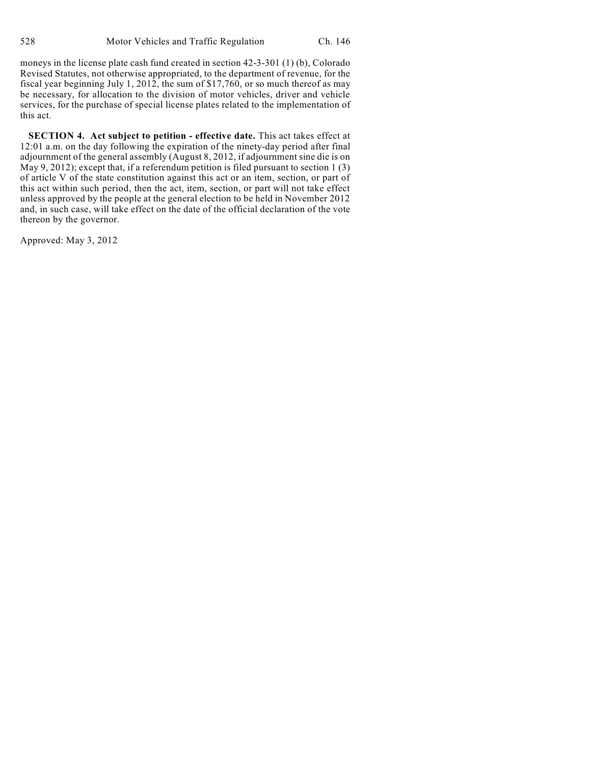moneys in the license plate cash fund created in section 42-3-301 (1) (b), Colorado Revised Statutes, not otherwise appropriated, to the department of revenue, for the fiscal year beginning July 1, 2012, the sum of $17,760, or so much thereof as may be necessary, for allocation to the division of motor vehicles, driver and vehicle services, for the purchase of special license plates related to the implementation of this act.

**SECTION 4. Act subject to petition - effective date.** This act takes effect at 12:01 a.m. on the day following the expiration of the ninety-day period after final adjournment of the general assembly (August 8, 2012, if adjournment sine die is on May 9, 2012); except that, if a referendum petition is filed pursuant to section 1 (3) of article V of the state constitution against this act or an item, section, or part of this act within such period, then the act, item, section, or part will not take effect unless approved by the people at the general election to be held in November 2012 and, in such case, will take effect on the date of the official declaration of the vote thereon by the governor.

Approved: May 3, 2012